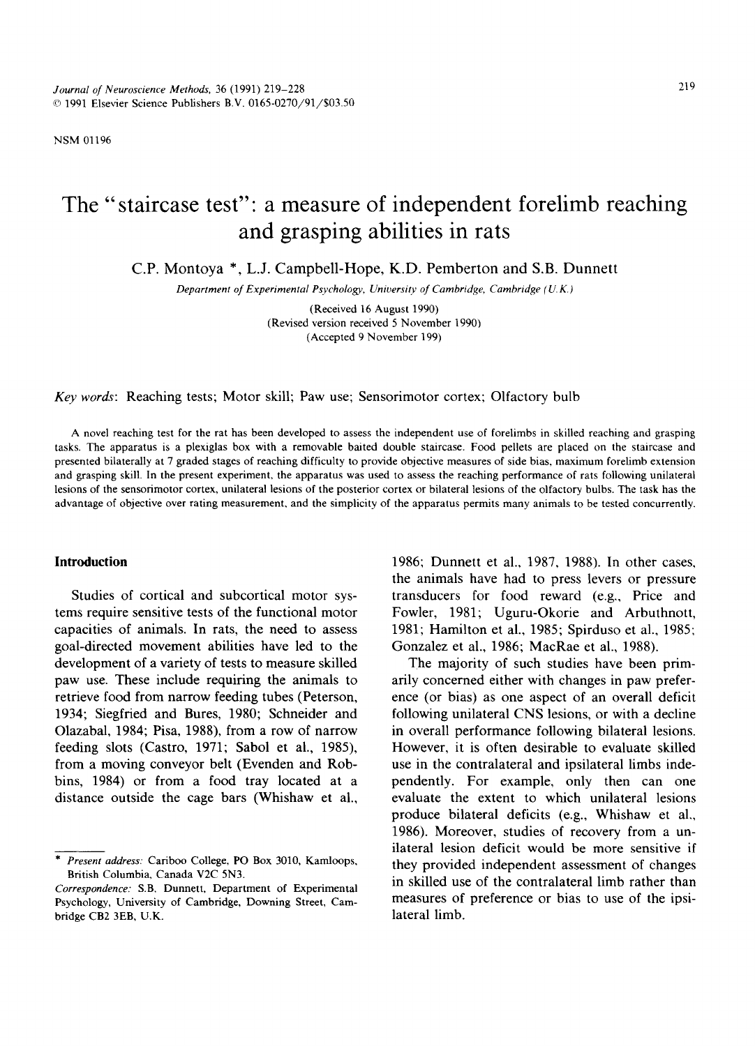NSM 01196

# The "staircase test": a measure of independent forelimb reaching and grasping abilities in rats

C.P. Montoya *, L.J. Campbell-Hope, K.D. Pemberton and S.B. Dunnett

*Department of Experimental Psychology, University of Cambridge, Cambridge (U.K.)*

(Received 16 August 1990)
(Revised version received 5 November 1990)
(Accepted 9 November 199)

*Key words*: Reaching tests; Motor skill; Paw use; Sensorimotor cortex; Olfactory bulb

A novel reaching test for the rat has been developed to assess the independent use of forelimbs in skilled reaching and grasping tasks. The apparatus is a plexiglas box with a removable baited double staircase. Food pellets are placed on the staircase and presented bilaterally at 7 graded stages of reaching difficulty to provide objective measures of side bias, maximum forelimb extension and grasping skill. In the present experiment, the apparatus was used to assess the reaching performance of rats following unilateral lesions of the sensorimotor cortex, unilateral lesions of the posterior cortex or bilateral lesions of the olfactory bulbs. The task has the advantage of objective over rating measurement, and the simplicity of the apparatus permits many animals to be tested concurrently.

## Introduction

Studies of cortical and subcortical motor systems require sensitive tests of the functional motor capacities of animals. In rats, the need to assess goal-directed movement abilities have led to the development of a variety of tests to measure skilled paw use. These include requiring the animals to retrieve food from narrow feeding tubes (Peterson, 1934; Siegfried and Bures, 1980; Schneider and Olazabal, 1984; Pisa, 1988), from a row of narrow feeding slots (Castro, 1971; Sabol et al., 1985), from a moving conveyor belt (Evenden and Robbins, 1984) or from a food tray located at a distance outside the cage bars (Whishaw et al., 1986; Dunnett et al., 1987, 1988). In other cases, the animals have had to press levers or pressure transducers for food reward (e.g., Price and Fowler, 1981; Uguru-Okorie and Arbuthnott, 1981; Hamilton et al., 1985; Spirduso et al., 1985; Gonzalez et al., 1986; MacRae et al., 1988).

The majority of such studies have been primarily concerned either with changes in paw preference (or bias) as one aspect of an overall deficit following unilateral CNS lesions, or with a decline in overall performance following bilateral lesions. However, it is often desirable to evaluate skilled use in the contralateral and ipsilateral limbs independently. For example, only then can one evaluate the extent to which unilateral lesions produce bilateral deficits (e.g., Whishaw et al., 1986). Moreover, studies of recovery from a unilateral lesion deficit would be more sensitive if they provided independent assessment of changes in skilled use of the contralateral limb rather than measures of preference or bias to use of the ipsilateral limb.

* *Present address*: Cariboo College, PO Box 3010, Kamloops, British Columbia, Canada V2C 5N3.

*Correspondence*: S.B. Dunnett, Department of Experimental Psychology, University of Cambridge, Downing Street, Cambridge CB2 3EB, U.K.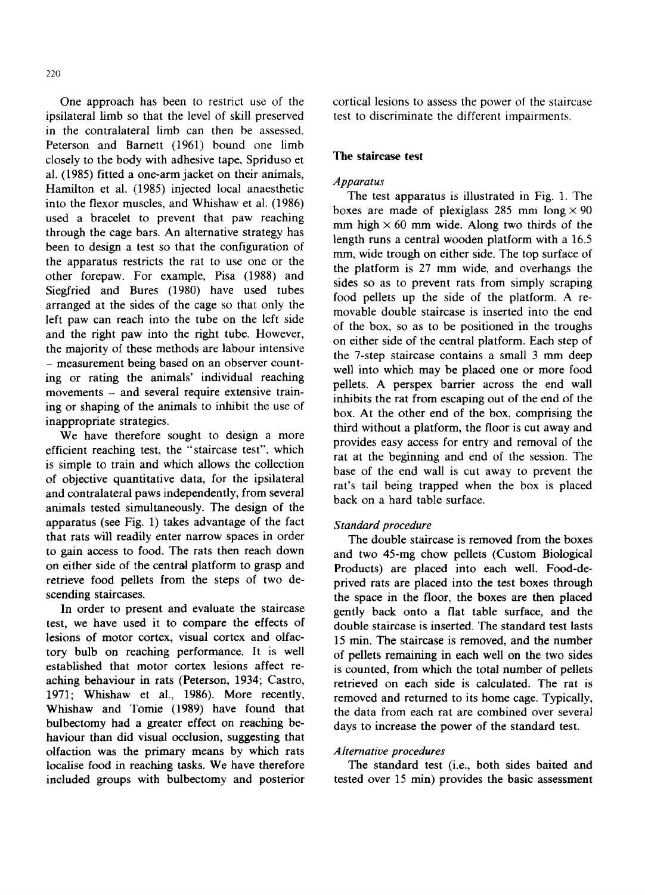One approach has been to restrict use of the ipsilateral limb so that the level of skill preserved in the contralateral limb can then be assessed. Peterson and Barnett (1961) bound one limb closely to the body with adhesive tape, Spriduso et al. (1985) fitted a one-arm jacket on their animals, Hamilton et al. (1985) injected local anaesthetic into the flexor muscles, and Whishaw et al. (1986) used a bracelet to prevent that paw reaching through the cage bars. An alternative strategy has been to design a test so that the configuration of the apparatus restricts the rat to use one or the other forepaw. For example, Pisa (1988) and Siegfried and Bures (1980) have used tubes arranged at the sides of the cage so that only the left paw can reach into the tube on the left side and the right paw into the right tube. However, the majority of these methods are labour intensive – measurement being based on an observer counting or rating the animals' individual reaching movements – and several require extensive training or shaping of the animals to inhibit the use of inappropriate strategies.

We have therefore sought to design a more efficient reaching test, the "staircase test", which is simple to train and which allows the collection of objective quantitative data, for the ipsilateral and contralateral paws independently, from several animals tested simultaneously. The design of the apparatus (see Fig. 1) takes advantage of the fact that rats will readily enter narrow spaces in order to gain access to food. The rats then reach down on either side of the central platform to grasp and retrieve food pellets from the steps of two descending staircases.

In order to present and evaluate the staircase test, we have used it to compare the effects of lesions of motor cortex, visual cortex and olfactory bulb on reaching performance. It is well established that motor cortex lesions affect reaching behaviour in rats (Peterson, 1934; Castro, 1971; Whishaw et al., 1986). More recently, Whishaw and Tomie (1989) have found that bulbectomy had a greater effect on reaching behaviour than did visual occlusion, suggesting that olfaction was the primary means by which rats localise food in reaching tasks. We have therefore included groups with bulbectomy and posterior cortical lesions to assess the power of the staircase test to discriminate the different impairments.

## The staircase test

### *Apparatus*

The test apparatus is illustrated in Fig. 1. The boxes are made of plexiglass 285 mm long × 90 mm high × 60 mm wide. Along two thirds of the length runs a central wooden platform with a 16.5 mm, wide trough on either side. The top surface of the platform is 27 mm wide, and overhangs the sides so as to prevent rats from simply scraping food pellets up the side of the platform. A removable double staircase is inserted into the end of the box, so as to be positioned in the troughs on either side of the central platform. Each step of the 7-step staircase contains a small 3 mm deep well into which may be placed one or more food pellets. A perspex barrier across the end wall inhibits the rat from escaping out of the end of the box. At the other end of the box, comprising the third without a platform, the floor is cut away and provides easy access for entry and removal of the rat at the beginning and end of the session. The base of the end wall is cut away to prevent the rat's tail being trapped when the box is placed back on a hard table surface.

### *Standard procedure*

The double staircase is removed from the boxes and two 45-mg chow pellets (Custom Biological Products) are placed into each well. Food-deprived rats are placed into the test boxes through the space in the floor, the boxes are then placed gently back onto a flat table surface, and the double staircase is inserted. The standard test lasts 15 min. The staircase is removed, and the number of pellets remaining in each well on the two sides is counted, from which the total number of pellets retrieved on each side is calculated. The rat is removed and returned to its home cage. Typically, the data from each rat are combined over several days to increase the power of the standard test.

### *Alternative procedures*

The standard test (i.e., both sides baited and tested over 15 min) provides the basic assessment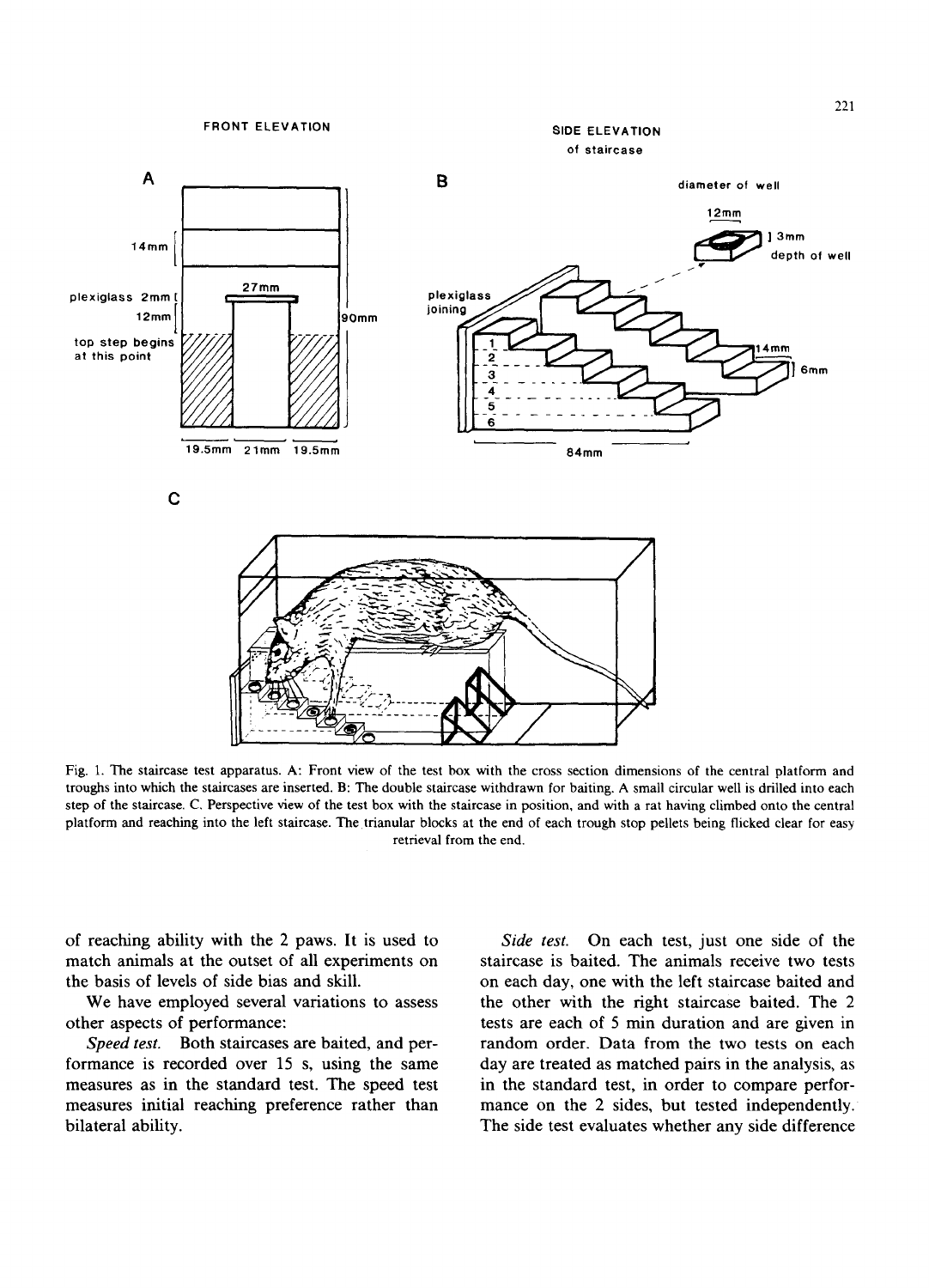Fig. 1. The staircase test apparatus. A: Front view of the test box with the cross section dimensions of the central platform and troughs into which the staircases are inserted. B: The double staircase withdrawn for baiting. A small circular well is drilled into each step of the staircase. C. Perspective view of the test box with the staircase in position, and with a rat having climbed onto the central platform and reaching into the left staircase. The trianular blocks at the end of each trough stop pellets being flicked clear for easy retrieval from the end.

of reaching ability with the 2 paws. It is used to match animals at the outset of all experiments on the basis of levels of side bias and skill.

We have employed several variations to assess other aspects of performance:

*Speed test.* Both staircases are baited, and performance is recorded over 15 s, using the same measures as in the standard test. The speed test measures initial reaching preference rather than bilateral ability.

*Side test.* On each test, just one side of the staircase is baited. The animals receive two tests on each day, one with the left staircase baited and the other with the right staircase baited. The 2 tests are each of 5 min duration and are given in random order. Data from the two tests on each day are treated as matched pairs in the analysis, as in the standard test, in order to compare performance on the 2 sides, but tested independently. The side test evaluates whether any side difference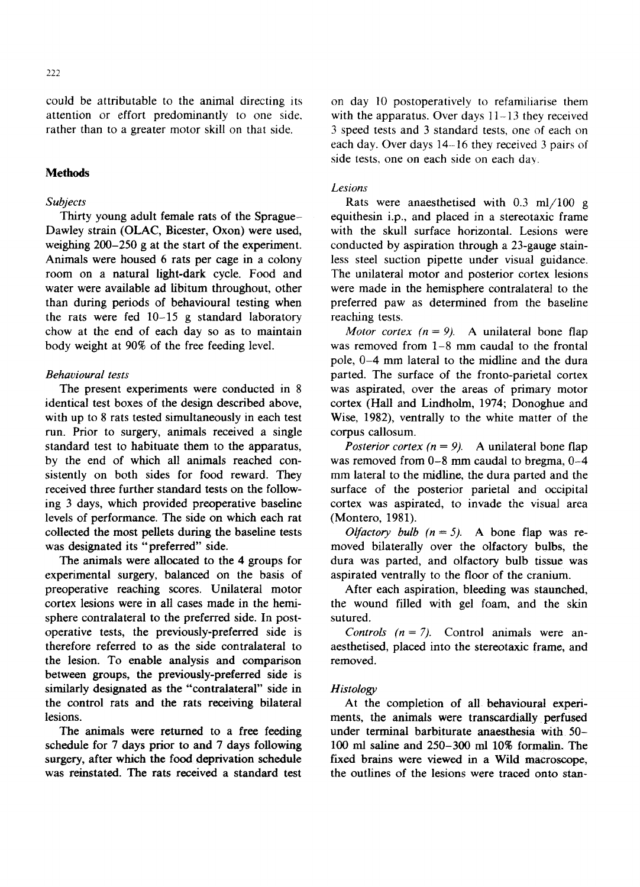could be attributable to the animal directing its attention or effort predominantly to one side, rather than to a greater motor skill on that side.

## Methods

### *Subjects*

Thirty young adult female rats of the Sprague-Dawley strain (OLAC, Bicester, Oxon) were used, weighing 200–250 g at the start of the experiment. Animals were housed 6 rats per cage in a colony room on a natural light-dark cycle. Food and water were available ad libitum throughout, other than during periods of behavioural testing when the rats were fed 10–15 g standard laboratory chow at the end of each day so as to maintain body weight at 90% of the free feeding level.

### *Behavioural tests*

The present experiments were conducted in 8 identical test boxes of the design described above, with up to 8 rats tested simultaneously in each test run. Prior to surgery, animals received a single standard test to habituate them to the apparatus, by the end of which all animals reached consistently on both sides for food reward. They received three further standard tests on the following 3 days, which provided preoperative baseline levels of performance. The side on which each rat collected the most pellets during the baseline tests was designated its "preferred" side.

The animals were allocated to the 4 groups for experimental surgery, balanced on the basis of preoperative reaching scores. Unilateral motor cortex lesions were in all cases made in the hemisphere contralateral to the preferred side. In postoperative tests, the previously-preferred side is therefore referred to as the side contralateral to the lesion. To enable analysis and comparison between groups, the previously-preferred side is similarly designated as the "contralateral" side in the control rats and the rats receiving bilateral lesions.

The animals were returned to a free feeding schedule for 7 days prior to and 7 days following surgery, after which the food deprivation schedule was reinstated. The rats received a standard test on day 10 postoperatively to refamiliarise them with the apparatus. Over days 11–13 they received 3 speed tests and 3 standard tests, one of each on each day. Over days 14–16 they received 3 pairs of side tests, one on each side on each day.

### *Lesions*

Rats were anaesthetised with 0.3 ml/100 g equithesin i.p., and placed in a stereotaxic frame with the skull surface horizontal. Lesions were conducted by aspiration through a 23-gauge stainless steel suction pipette under visual guidance. The unilateral motor and posterior cortex lesions were made in the hemisphere contralateral to the preferred paw as determined from the baseline reaching tests.

*Motor cortex ($n = 9$).* A unilateral bone flap was removed from 1–8 mm caudal to the frontal pole, 0–4 mm lateral to the midline and the dura parted. The surface of the fronto-parietal cortex was aspirated, over the areas of primary motor cortex (Hall and Lindholm, 1974; Donoghue and Wise, 1982), ventrally to the white matter of the corpus callosum.

*Posterior cortex ($n = 9$).* A unilateral bone flap was removed from 0–8 mm caudal to bregma, 0–4 mm lateral to the midline, the dura parted and the surface of the posterior parietal and occipital cortex was aspirated, to invade the visual area (Montero, 1981).

*Olfactory bulb ($n = 5$).* A bone flap was removed bilaterally over the olfactory bulbs, the dura was parted, and olfactory bulb tissue was aspirated ventrally to the floor of the cranium.

After each aspiration, bleeding was staunched, the wound filled with gel foam, and the skin sutured.

*Controls ($n = 7$).* Control animals were anaesthetised, placed into the stereotaxic frame, and removed.

### *Histology*

At the completion of all behavioural experiments, the animals were transcardially perfused under terminal barbiturate anaesthesia with 50–100 ml saline and 250–300 ml 10% formalin. The fixed brains were viewed in a Wild macroscope, the outlines of the lesions were traced onto stan-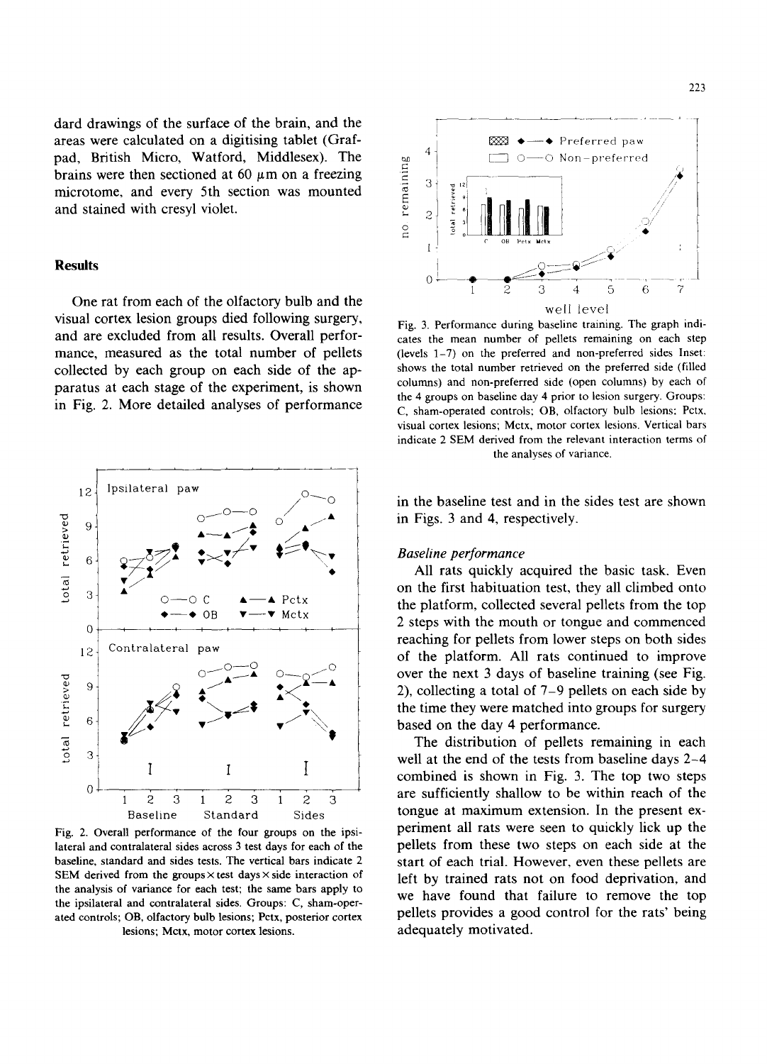dard drawings of the surface of the brain, and the areas were calculated on a digitising tablet (Grafpad, British Micro, Watford, Middlesex). The brains were then sectioned at 60 $\mu$m on a freezing microtome, and every 5th section was mounted and stained with cresyl violet.

## Results

One rat from each of the olfactory bulb and the visual cortex lesion groups died following surgery, and are excluded from all results. Overall performance, measured as the total number of pellets collected by each group on each side of the apparatus at each stage of the experiment, is shown in Fig. 2. More detailed analyses of performance in the baseline test and in the sides test are shown in Figs. 3 and 4, respectively.

Fig. 2. Overall performance of the four groups on the ipsilateral and contralateral sides across 3 test days for each of the baseline, standard and sides tests. The vertical bars indicate 2 SEM derived from the groups × test days × side interaction of the analysis of variance for each test; the same bars apply to the ipsilateral and contralateral sides. Groups: C, sham-operated controls; OB, olfactory bulb lesions; Pctx, posterior cortex lesions; Mctx, motor cortex lesions.

Fig. 3. Performance during baseline training. The graph indicates the mean number of pellets remaining on each step (levels 1–7) on the preferred and non-preferred sides Inset: shows the total number retrieved on the preferred side (filled columns) and non-preferred side (open columns) by each of the 4 groups on baseline day 4 prior to lesion surgery. Groups: C, sham-operated controls; OB, olfactory bulb lesions; Pctx, visual cortex lesions; Mctx, motor cortex lesions. Vertical bars indicate 2 SEM derived from the relevant interaction terms of the analyses of variance.

### *Baseline performance*

All rats quickly acquired the basic task. Even on the first habituation test, they all climbed onto the platform, collected several pellets from the top 2 steps with the mouth or tongue and commenced reaching for pellets from lower steps on both sides of the platform. All rats continued to improve over the next 3 days of baseline training (see Fig. 2), collecting a total of 7–9 pellets on each side by the time they were matched into groups for surgery based on the day 4 performance.

The distribution of pellets remaining in each well at the end of the tests from baseline days 2–4 combined is shown in Fig. 3. The top two steps are sufficiently shallow to be within reach of the tongue at maximum extension. In the present experiment all rats were seen to quickly lick up the pellets from these two steps on each side at the start of each trial. However, even these pellets are left by trained rats not on food deprivation, and we have found that failure to remove the top pellets provides a good control for the rats' being adequately motivated.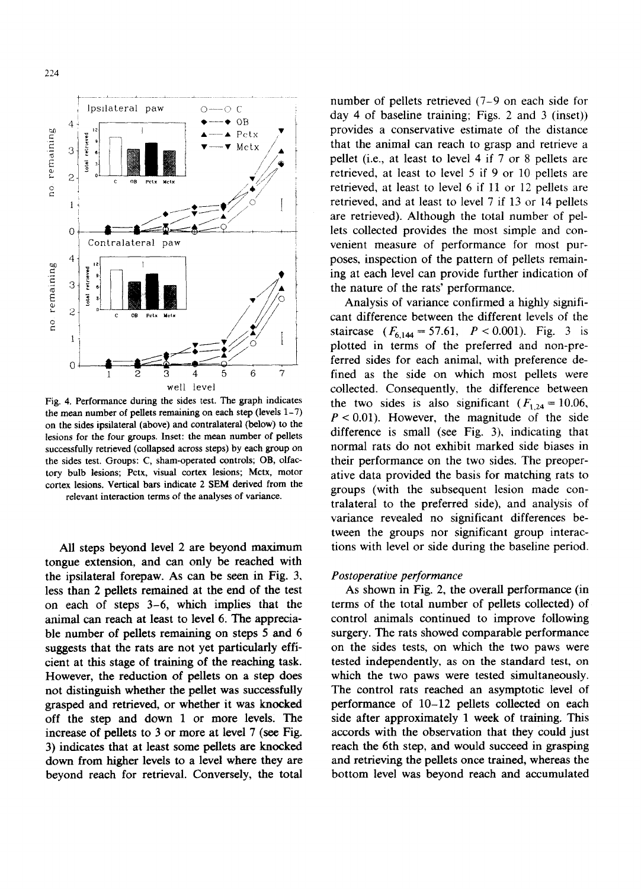Fig. 4. Performance during the sides test. The graph indicates the mean number of pellets remaining on each step (levels 1–7) on the sides ipsilateral (above) and contralateral (below) to the lesions for the four groups. Inset: the mean number of pellets successfully retrieved (collapsed across steps) by each group on the sides test. Groups: C, sham-operated controls; OB, olfactory bulb lesions; Pctx, visual cortex lesions; Mctx, motor cortex lesions. Vertical bars indicate 2 SEM derived from the relevant interaction terms of the analyses of variance.

All steps beyond level 2 are beyond maximum tongue extension, and can only be reached with the ipsilateral forepaw. As can be seen in Fig. 3, less than 2 pellets remained at the end of the test on each of steps 3–6, which implies that the animal can reach at least to level 6. The appreciable number of pellets remaining on steps 5 and 6 suggests that the rats are not yet particularly efficient at this stage of training of the reaching task. However, the reduction of pellets on a step does not distinguish whether the pellet was successfully grasped and retrieved, or whether it was knocked off the step and down 1 or more levels. The increase of pellets to 3 or more at level 7 (see Fig. 3) indicates that at least some pellets are knocked down from higher levels to a level where they are beyond reach for retrieval. Conversely, the total number of pellets retrieved (7–9 on each side for day 4 of baseline training; Figs. 2 and 3 (inset)) provides a conservative estimate of the distance that the animal can reach to grasp and retrieve a pellet (i.e., at least to level 4 if 7 or 8 pellets are retrieved, at least to level 5 if 9 or 10 pellets are retrieved, at least to level 6 if 11 or 12 pellets are retrieved, and at least to level 7 if 13 or 14 pellets are retrieved). Although the total number of pellets collected provides the most simple and convenient measure of performance for most purposes, inspection of the pattern of pellets remaining at each level can provide further indication of the nature of the rats' performance.

Analysis of variance confirmed a highly significant difference between the different levels of the staircase ($F_{6,144} = 57.61$, $P < 0.001$). Fig. 3 is plotted in terms of the preferred and non-preferred sides for each animal, with preference defined as the side on which most pellets were collected. Consequently, the difference between the two sides is also significant ($F_{1,24} = 10.06$, $P < 0.01$). However, the magnitude of the side difference is small (see Fig. 3), indicating that normal rats do not exhibit marked side biases in their performance on the two sides. The preoperative data provided the basis for matching rats to groups (with the subsequent lesion made contralateral to the preferred side), and analysis of variance revealed no significant differences between the groups nor significant group interactions with level or side during the baseline period.

### *Postoperative performance*

As shown in Fig. 2, the overall performance (in terms of the total number of pellets collected) of control animals continued to improve following surgery. The rats showed comparable performance on the sides tests, on which the two paws were tested independently, as on the standard test, on which the two paws were tested simultaneously. The control rats reached an asymptotic level of performance of 10–12 pellets collected on each side after approximately 1 week of training. This accords with the observation that they could just reach the 6th step, and would succeed in grasping and retrieving the pellets once trained, whereas the bottom level was beyond reach and accumulated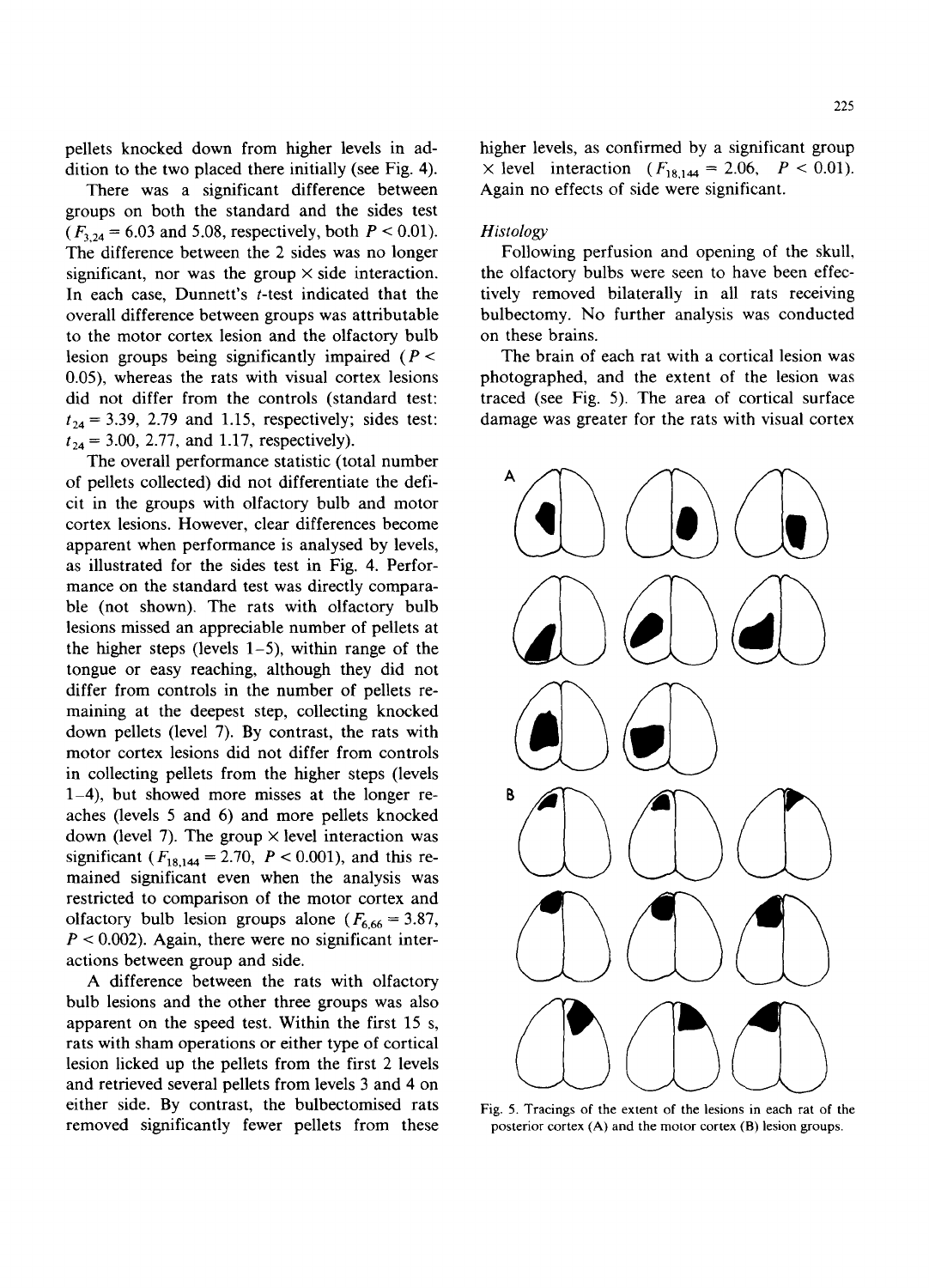pellets knocked down from higher levels in addition to the two placed there initially (see Fig. 4).

There was a significant difference between groups on both the standard and the sides test ($F_{3,24} = 6.03$ and 5.08, respectively, both $P < 0.01$). The difference between the 2 sides was no longer significant, nor was the group × side interaction. In each case, Dunnett's *t*-test indicated that the overall difference between groups was attributable to the motor cortex lesion and the olfactory bulb lesion groups being significantly impaired ($P < 0.05$), whereas the rats with visual cortex lesions did not differ from the controls (standard test: $t_{24} = 3.39$, 2.79 and 1.15, respectively; sides test: $t_{24} = 3.00$, 2.77, and 1.17, respectively).

The overall performance statistic (total number of pellets collected) did not differentiate the deficit in the groups with olfactory bulb and motor cortex lesions. However, clear differences become apparent when performance is analysed by levels, as illustrated for the sides test in Fig. 4. Performance on the standard test was directly comparable (not shown). The rats with olfactory bulb lesions missed an appreciable number of pellets at the higher steps (levels 1–5), within range of the tongue or easy reaching, although they did not differ from controls in the number of pellets remaining at the deepest step, collecting knocked down pellets (level 7). By contrast, the rats with motor cortex lesions did not differ from controls in collecting pellets from the higher steps (levels 1–4), but showed more misses at the longer reaches (levels 5 and 6) and more pellets knocked down (level 7). The group × level interaction was significant ($F_{18,144} = 2.70$, $P < 0.001$), and this remained significant even when the analysis was restricted to comparison of the motor cortex and olfactory bulb lesion groups alone ($F_{6,66} = 3.87$, $P < 0.002$). Again, there were no significant interactions between group and side.

A difference between the rats with olfactory bulb lesions and the other three groups was also apparent on the speed test. Within the first 15 s, rats with sham operations or either type of cortical lesion licked up the pellets from the first 2 levels and retrieved several pellets from levels 3 and 4 on either side. By contrast, the bulbectomised rats removed significantly fewer pellets from these higher levels, as confirmed by a significant group × level interaction ($F_{18,144} = 2.06$, $P < 0.01$). Again no effects of side were significant.

### *Histology*

Following perfusion and opening of the skull, the olfactory bulbs were seen to have been effectively removed bilaterally in all rats receiving bulbectomy. No further analysis was conducted on these brains.

The brain of each rat with a cortical lesion was photographed, and the extent of the lesion was traced (see Fig. 5). The area of cortical surface damage was greater for the rats with visual cortex

Fig. 5. Tracings of the extent of the lesions in each rat of the posterior cortex (A) and the motor cortex (B) lesion groups.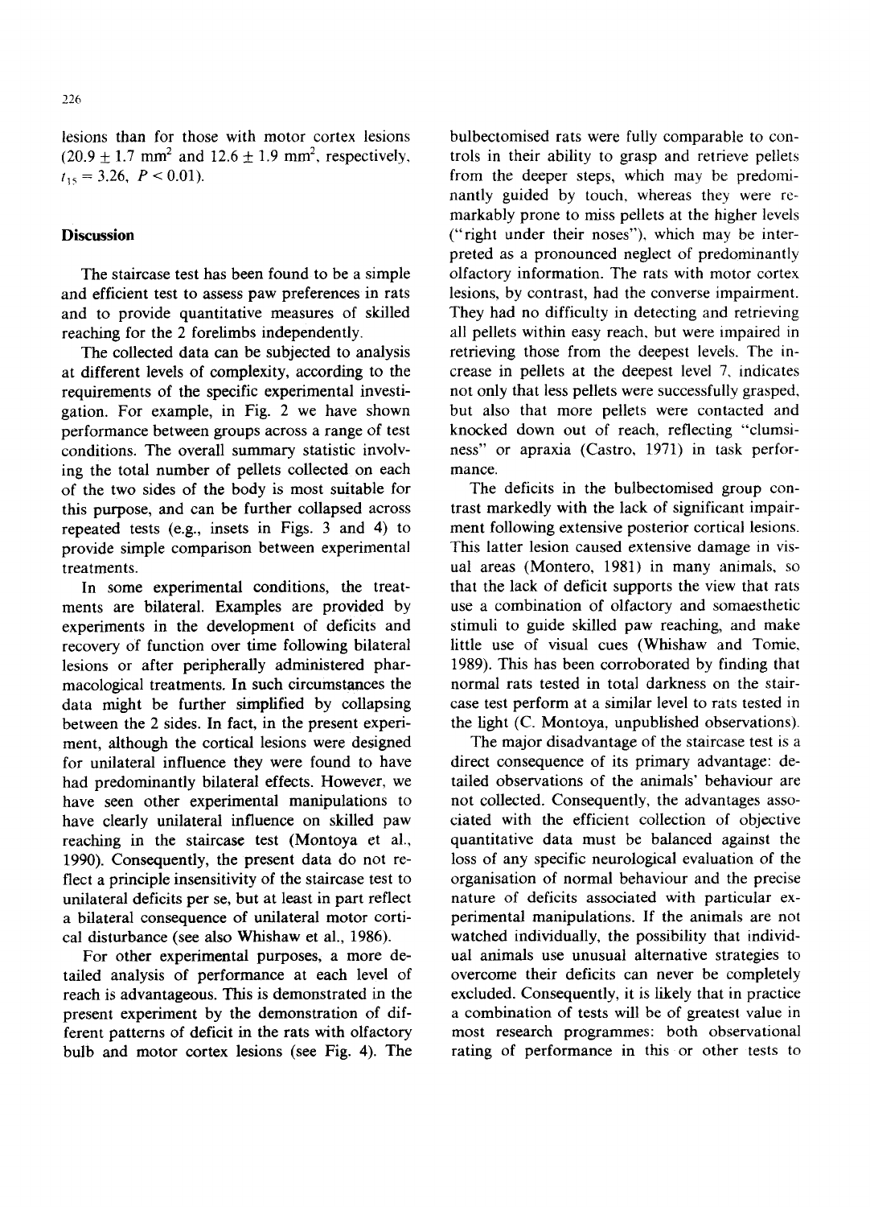lesions than for those with motor cortex lesions (20.9 ± 1.7 mm$^2$ and 12.6 ± 1.9 mm$^2$, respectively, $t_{15} = 3.26$, $P < 0.01$).

## Discussion

The staircase test has been found to be a simple and efficient test to assess paw preferences in rats and to provide quantitative measures of skilled reaching for the 2 forelimbs independently.

The collected data can be subjected to analysis at different levels of complexity, according to the requirements of the specific experimental investigation. For example, in Fig. 2 we have shown performance between groups across a range of test conditions. The overall summary statistic involving the total number of pellets collected on each of the two sides of the body is most suitable for this purpose, and can be further collapsed across repeated tests (e.g., insets in Figs. 3 and 4) to provide simple comparison between experimental treatments.

In some experimental conditions, the treatments are bilateral. Examples are provided by experiments in the development of deficits and recovery of function over time following bilateral lesions or after peripherally administered pharmacological treatments. In such circumstances the data might be further simplified by collapsing between the 2 sides. In fact, in the present experiment, although the cortical lesions were designed for unilateral influence they were found to have had predominantly bilateral effects. However, we have seen other experimental manipulations to have clearly unilateral influence on skilled paw reaching in the staircase test (Montoya et al., 1990). Consequently, the present data do not reflect a principle insensitivity of the staircase test to unilateral deficits per se, but at least in part reflect a bilateral consequence of unilateral motor cortical disturbance (see also Whishaw et al., 1986).

For other experimental purposes, a more detailed analysis of performance at each level of reach is advantageous. This is demonstrated in the present experiment by the demonstration of different patterns of deficit in the rats with olfactory bulb and motor cortex lesions (see Fig. 4). The bulbectomised rats were fully comparable to controls in their ability to grasp and retrieve pellets from the deeper steps, which may be predominantly guided by touch, whereas they were remarkably prone to miss pellets at the higher levels ("right under their noses"), which may be interpreted as a pronounced neglect of predominantly olfactory information. The rats with motor cortex lesions, by contrast, had the converse impairment. They had no difficulty in detecting and retrieving all pellets within easy reach, but were impaired in retrieving those from the deepest levels. The increase in pellets at the deepest level 7, indicates not only that less pellets were successfully grasped, but also that more pellets were contacted and knocked down out of reach, reflecting "clumsiness" or apraxia (Castro, 1971) in task performance.

The deficits in the bulbectomised group contrast markedly with the lack of significant impairment following extensive posterior cortical lesions. This latter lesion caused extensive damage in visual areas (Montero, 1981) in many animals, so that the lack of deficit supports the view that rats use a combination of olfactory and somaesthetic stimuli to guide skilled paw reaching, and make little use of visual cues (Whishaw and Tomie, 1989). This has been corroborated by finding that normal rats tested in total darkness on the staircase test perform at a similar level to rats tested in the light (C. Montoya, unpublished observations).

The major disadvantage of the staircase test is a direct consequence of its primary advantage: detailed observations of the animals' behaviour are not collected. Consequently, the advantages associated with the efficient collection of objective quantitative data must be balanced against the loss of any specific neurological evaluation of the organisation of normal behaviour and the precise nature of deficits associated with particular experimental manipulations. If the animals are not watched individually, the possibility that individual animals use unusual alternative strategies to overcome their deficits can never be completely excluded. Consequently, it is likely that in practice a combination of tests will be of greatest value in most research programmes: both observational rating of performance in this or other tests to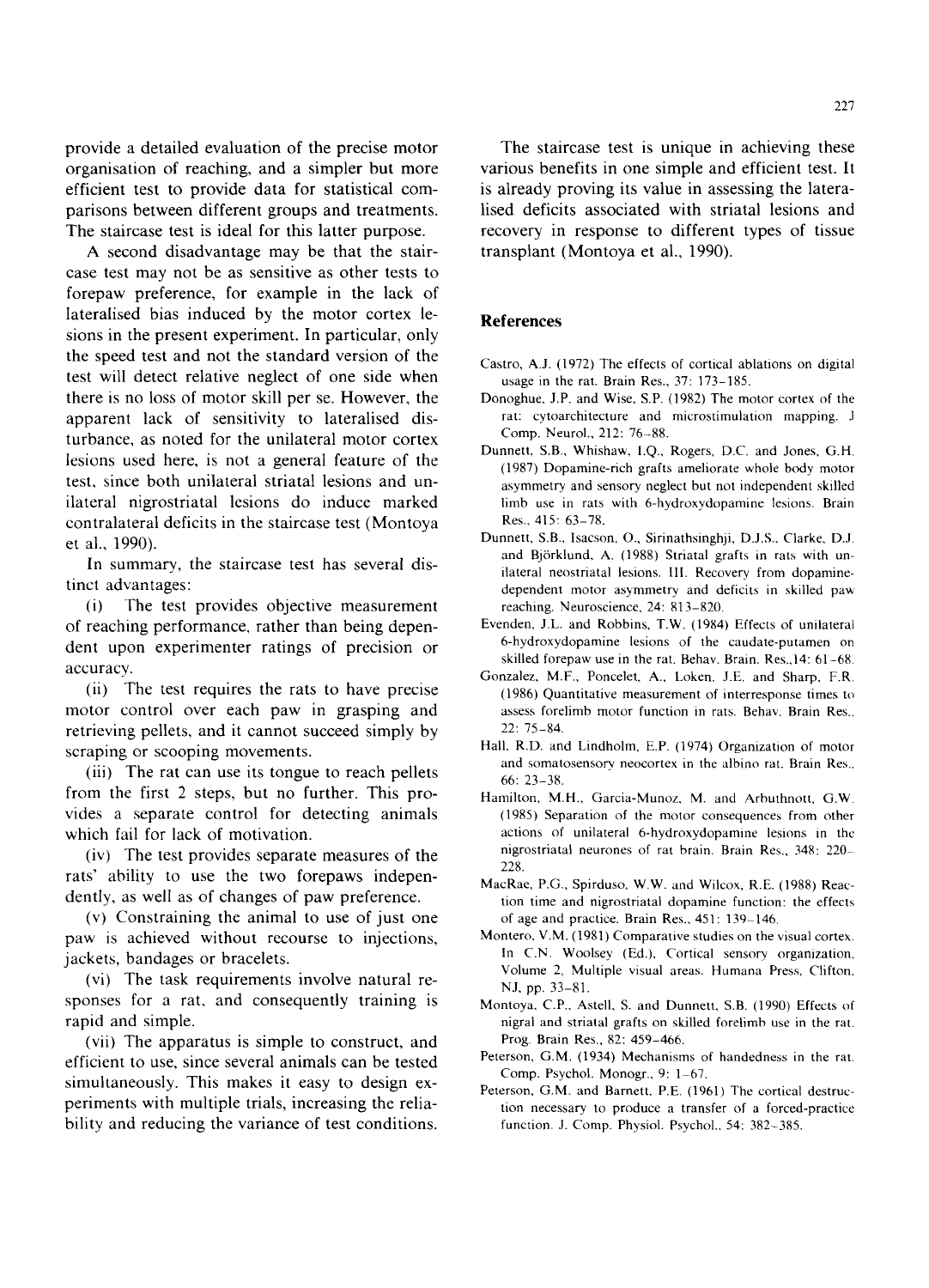provide a detailed evaluation of the precise motor organisation of reaching, and a simpler but more efficient test to provide data for statistical comparisons between different groups and treatments. The staircase test is ideal for this latter purpose.

A second disadvantage may be that the staircase test may not be as sensitive as other tests to forepaw preference, for example in the lack of lateralised bias induced by the motor cortex lesions in the present experiment. In particular, only the speed test and not the standard version of the test will detect relative neglect of one side when there is no loss of motor skill per se. However, the apparent lack of sensitivity to lateralised disturbance, as noted for the unilateral motor cortex lesions used here, is not a general feature of the test, since both unilateral striatal lesions and unilateral nigrostriatal lesions do induce marked contralateral deficits in the staircase test (Montoya et al., 1990).

In summary, the staircase test has several distinct advantages:

(i) The test provides objective measurement of reaching performance, rather than being dependent upon experimenter ratings of precision or accuracy.

(ii) The test requires the rats to have precise motor control over each paw in grasping and retrieving pellets, and it cannot succeed simply by scraping or scooping movements.

(iii) The rat can use its tongue to reach pellets from the first 2 steps, but no further. This provides a separate control for detecting animals which fail for lack of motivation.

(iv) The test provides separate measures of the rats' ability to use the two forepaws independently, as well as of changes of paw preference.

(v) Constraining the animal to use of just one paw is achieved without recourse to injections, jackets, bandages or bracelets.

(vi) The task requirements involve natural responses for a rat, and consequently training is rapid and simple.

(vii) The apparatus is simple to construct, and efficient to use, since several animals can be tested simultaneously. This makes it easy to design experiments with multiple trials, increasing the reliability and reducing the variance of test conditions.

The staircase test is unique in achieving these various benefits in one simple and efficient test. It is already proving its value in assessing the lateralised deficits associated with striatal lesions and recovery in response to different types of tissue transplant (Montoya et al., 1990).

## References

Castro, A.J. (1972) The effects of cortical ablations on digital usage in the rat. Brain Res., 37: 173–185.

Donoghue, J.P. and Wise, S.P. (1982) The motor cortex of the rat: cytoarchitecture and microstimulation mapping. J. Comp. Neurol., 212: 76–88.

Dunnett, S.B., Whishaw, I.Q., Rogers, D.C. and Jones, G.H. (1987) Dopamine-rich grafts ameliorate whole body motor asymmetry and sensory neglect but not independent skilled limb use in rats with 6-hydroxydopamine lesions. Brain Res., 415: 63–78.

Dunnett, S.B., Isacson, O., Sirinathsinghji, D.J.S., Clarke, D.J. and Björklund, A. (1988) Striatal grafts in rats with unilateral neostriatal lesions. III. Recovery from dopamine-dependent motor asymmetry and deficits in skilled paw reaching. Neuroscience, 24: 813–820.

Evenden, J.L. and Robbins, T.W. (1984) Effects of unilateral 6-hydroxydopamine lesions of the caudate-putamen on skilled forepaw use in the rat. Behav. Brain. Res.,14: 61–68.

Gonzalez, M.F., Poncelet, A., Loken, J.E. and Sharp, F.R. (1986) Quantitative measurement of interresponse times to assess forelimb motor function in rats. Behav. Brain Res., 22: 75–84.

Hall, R.D. and Lindholm, E.P. (1974) Organization of motor and somatosensory neocortex in the albino rat. Brain Res., 66: 23–38.

Hamilton, M.H., Garcia-Munoz, M. and Arbuthnott, G.W. (1985) Separation of the motor consequences from other actions of unilateral 6-hydroxydopamine lesions in the nigrostriatal neurones of rat brain. Brain Res., 348: 220–228.

MacRae, P.G., Spirduso, W.W. and Wilcox, R.E. (1988) Reaction time and nigrostriatal dopamine function: the effects of age and practice. Brain Res., 451: 139–146.

Montero, V.M. (1981) Comparative studies on the visual cortex. In C.N. Woolsey (Ed.), Cortical sensory organization. Volume 2, Multiple visual areas. Humana Press, Clifton, NJ, pp. 33–81.

Montoya, C.P., Astell, S. and Dunnett, S.B. (1990) Effects of nigral and striatal grafts on skilled forelimb use in the rat. Prog. Brain Res., 82: 459–466.

Peterson, G.M. (1934) Mechanisms of handedness in the rat. Comp. Psychol. Monogr., 9: 1–67.

Peterson, G.M. and Barnett, P.E. (1961) The cortical destruction necessary to produce a transfer of a forced-practice function. J. Comp. Physiol. Psychol., 54: 382–385.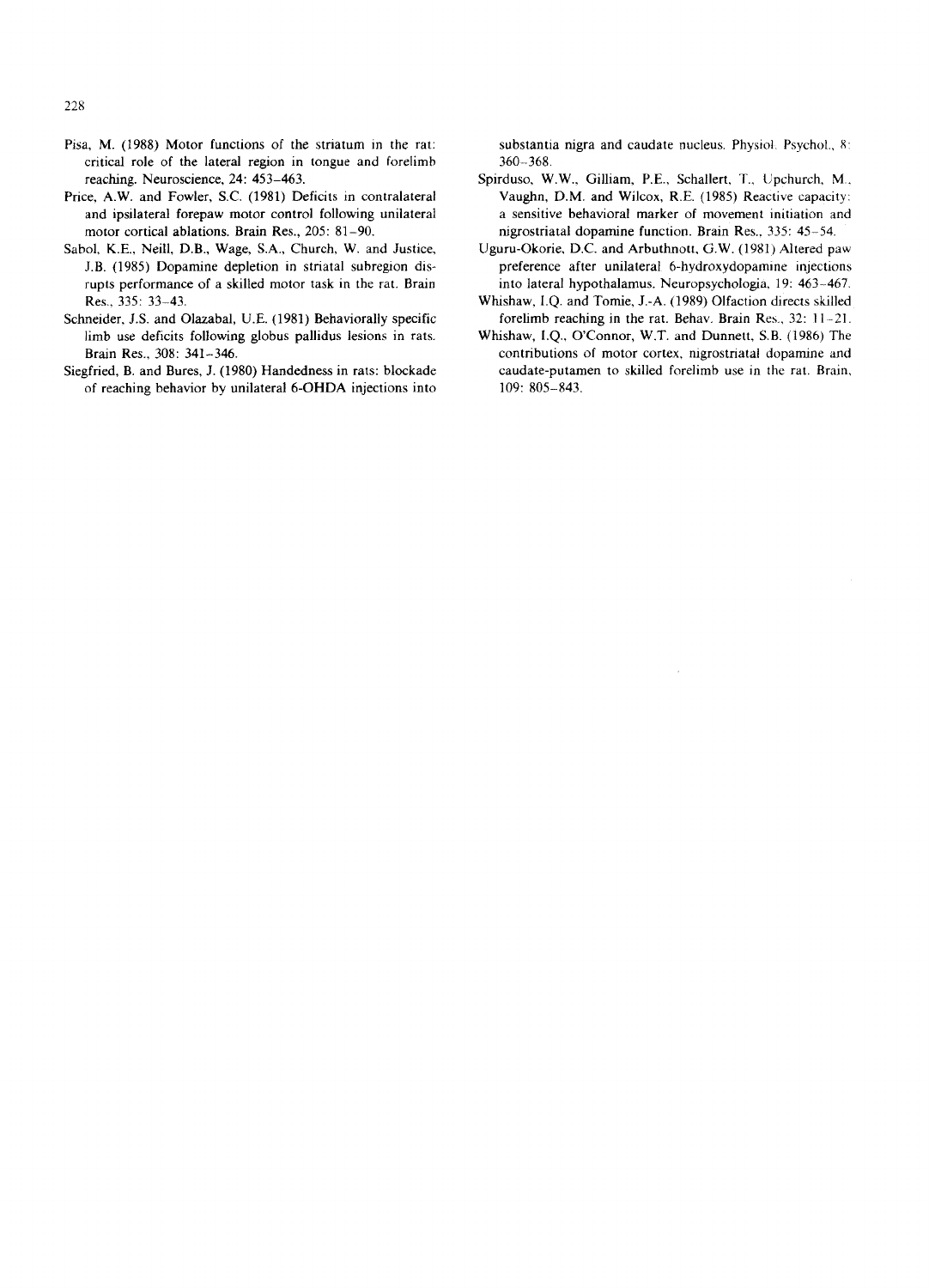Pisa, M. (1988) Motor functions of the striatum in the rat: critical role of the lateral region in tongue and forelimb reaching. Neuroscience, 24: 453–463.

Price, A.W. and Fowler, S.C. (1981) Deficits in contralateral and ipsilateral forepaw motor control following unilateral motor cortical ablations. Brain Res., 205: 81–90.

Sabol, K.E., Neill, D.B., Wage, S.A., Church, W. and Justice, J.B. (1985) Dopamine depletion in striatal subregion disrupts performance of a skilled motor task in the rat. Brain Res., 335: 33–43.

Schneider, J.S. and Olazabal, U.E. (1981) Behaviorally specific limb use deficits following globus pallidus lesions in rats. Brain Res., 308: 341–346.

Siegfried, B. and Bures, J. (1980) Handedness in rats: blockade of reaching behavior by unilateral 6-OHDA injections into substantia nigra and caudate nucleus. Physiol. Psychol., 8: 360–368.

Spirduso, W.W., Gilliam, P.E., Schallert, T., Upchurch, M., Vaughn, D.M. and Wilcox, R.E. (1985) Reactive capacity: a sensitive behavioral marker of movement initiation and nigrostriatal dopamine function. Brain Res., 335: 45–54.

Uguru-Okorie, D.C. and Arbuthnott, G.W. (1981) Altered paw preference after unilateral 6-hydroxydopamine injections into lateral hypothalamus. Neuropsychologia, 19: 463–467.

Whishaw, I.Q. and Tomie, J.-A. (1989) Olfaction directs skilled forelimb reaching in the rat. Behav. Brain Res., 32: 11–21.

Whishaw, I.Q., O'Connor, W.T. and Dunnett, S.B. (1986) The contributions of motor cortex, nigrostriatal dopamine and caudate-putamen to skilled forelimb use in the rat. Brain, 109: 805–843.